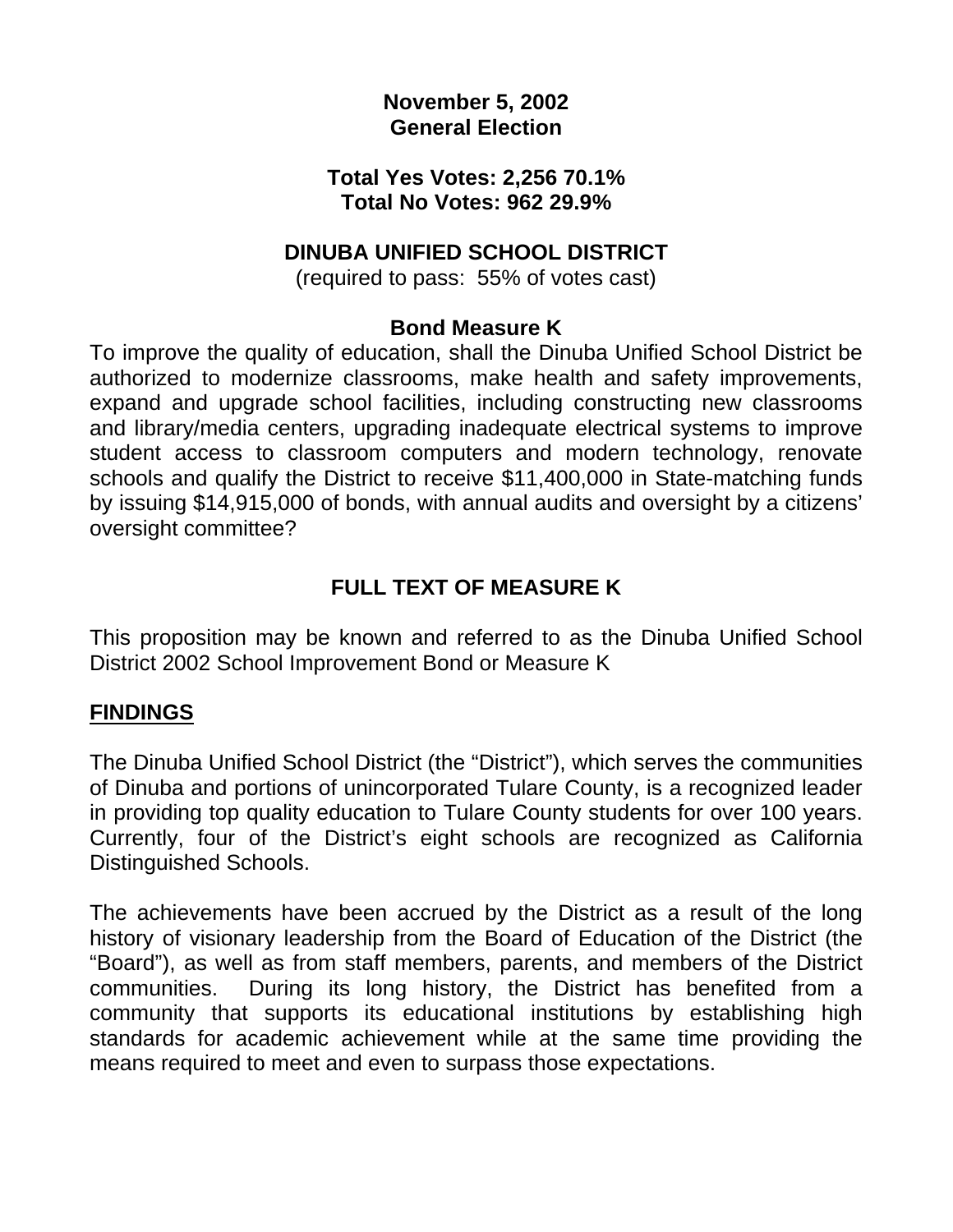**November 5, 2002**
**General Election**

**Total Yes Votes: 2,256 70.1%**
**Total No Votes: 962 29.9%**

**DINUBA UNIFIED SCHOOL DISTRICT**
(required to pass: 55% of votes cast)

**Bond Measure K**

To improve the quality of education, shall the Dinuba Unified School District be authorized to modernize classrooms, make health and safety improvements, expand and upgrade school facilities, including constructing new classrooms and library/media centers, upgrading inadequate electrical systems to improve student access to classroom computers and modern technology, renovate schools and qualify the District to receive $11,400,000 in State-matching funds by issuing $14,915,000 of bonds, with annual audits and oversight by a citizens' oversight committee?

## FULL TEXT OF MEASURE K

This proposition may be known and referred to as the Dinuba Unified School District 2002 School Improvement Bond or Measure K

### FINDINGS

The Dinuba Unified School District (the "District"), which serves the communities of Dinuba and portions of unincorporated Tulare County, is a recognized leader in providing top quality education to Tulare County students for over 100 years. Currently, four of the District's eight schools are recognized as California Distinguished Schools.

The achievements have been accrued by the District as a result of the long history of visionary leadership from the Board of Education of the District (the "Board"), as well as from staff members, parents, and members of the District communities. During its long history, the District has benefited from a community that supports its educational institutions by establishing high standards for academic achievement while at the same time providing the means required to meet and even to surpass those expectations.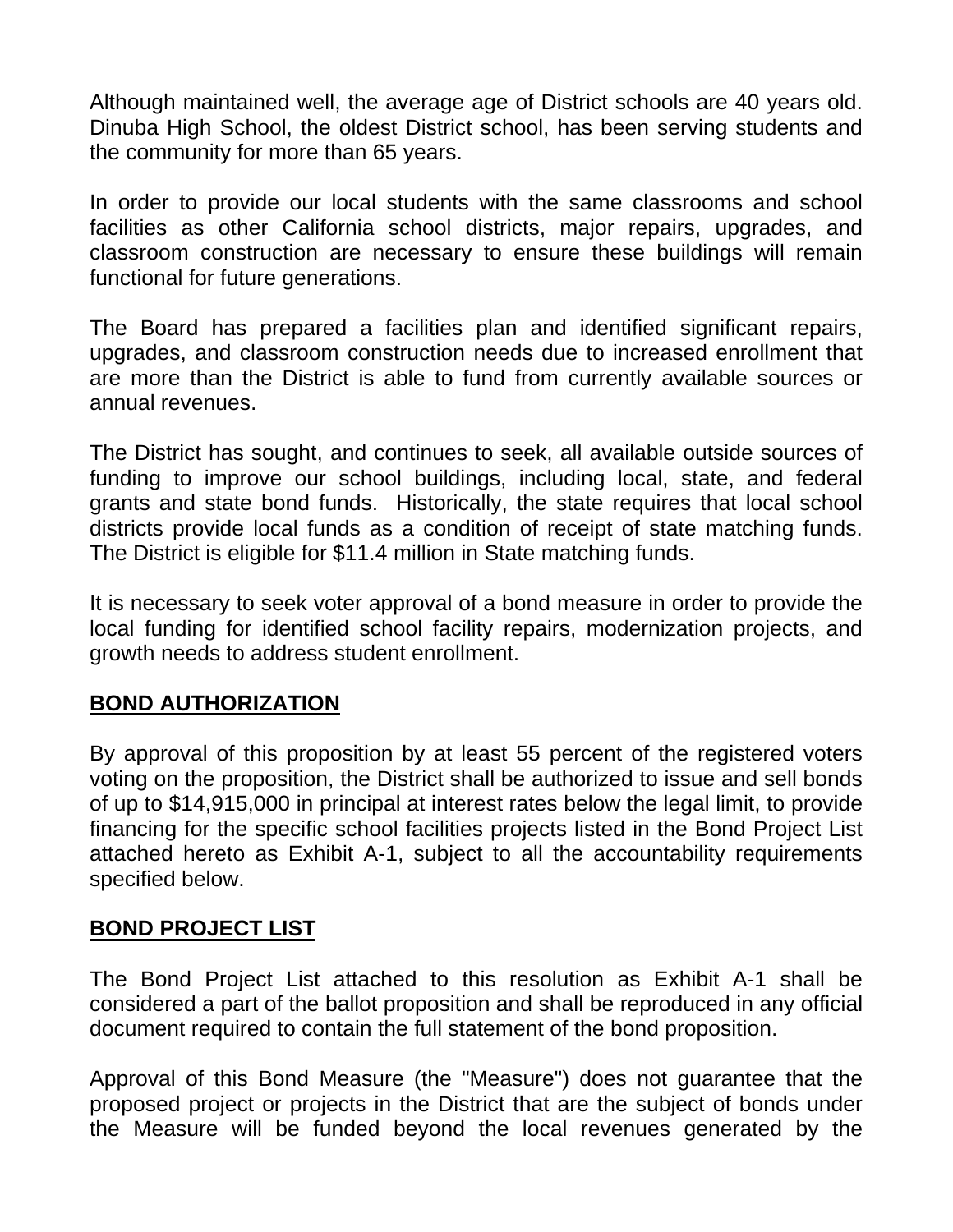Although maintained well, the average age of District schools are 40 years old. Dinuba High School, the oldest District school, has been serving students and the community for more than 65 years.

In order to provide our local students with the same classrooms and school facilities as other California school districts, major repairs, upgrades, and classroom construction are necessary to ensure these buildings will remain functional for future generations.

The Board has prepared a facilities plan and identified significant repairs, upgrades, and classroom construction needs due to increased enrollment that are more than the District is able to fund from currently available sources or annual revenues.

The District has sought, and continues to seek, all available outside sources of funding to improve our school buildings, including local, state, and federal grants and state bond funds. Historically, the state requires that local school districts provide local funds as a condition of receipt of state matching funds. The District is eligible for $11.4 million in State matching funds.

It is necessary to seek voter approval of a bond measure in order to provide the local funding for identified school facility repairs, modernization projects, and growth needs to address student enrollment.

## BOND AUTHORIZATION

By approval of this proposition by at least 55 percent of the registered voters voting on the proposition, the District shall be authorized to issue and sell bonds of up to $14,915,000 in principal at interest rates below the legal limit, to provide financing for the specific school facilities projects listed in the Bond Project List attached hereto as Exhibit A-1, subject to all the accountability requirements specified below.

## BOND PROJECT LIST

The Bond Project List attached to this resolution as Exhibit A-1 shall be considered a part of the ballot proposition and shall be reproduced in any official document required to contain the full statement of the bond proposition.

Approval of this Bond Measure (the "Measure") does not guarantee that the proposed project or projects in the District that are the subject of bonds under the Measure will be funded beyond the local revenues generated by the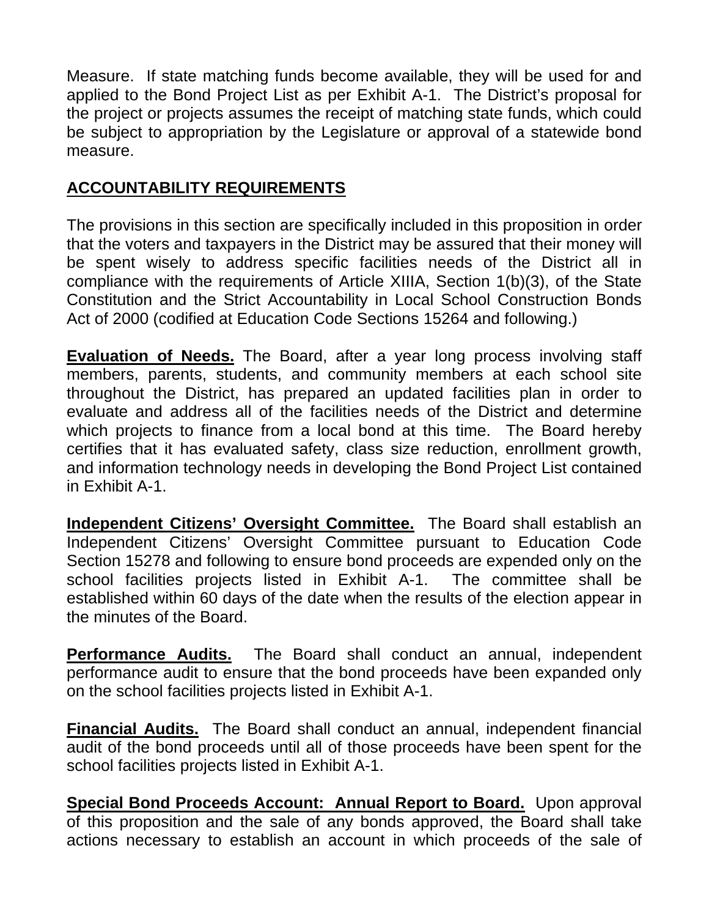Measure. If state matching funds become available, they will be used for and applied to the Bond Project List as per Exhibit A-1. The District's proposal for the project or projects assumes the receipt of matching state funds, which could be subject to appropriation by the Legislature or approval of a statewide bond measure.

## ACCOUNTABILITY REQUIREMENTS

The provisions in this section are specifically included in this proposition in order that the voters and taxpayers in the District may be assured that their money will be spent wisely to address specific facilities needs of the District all in compliance with the requirements of Article XIIIA, Section 1(b)(3), of the State Constitution and the Strict Accountability in Local School Construction Bonds Act of 2000 (codified at Education Code Sections 15264 and following.)

**Evaluation of Needs.** The Board, after a year long process involving staff members, parents, students, and community members at each school site throughout the District, has prepared an updated facilities plan in order to evaluate and address all of the facilities needs of the District and determine which projects to finance from a local bond at this time. The Board hereby certifies that it has evaluated safety, class size reduction, enrollment growth, and information technology needs in developing the Bond Project List contained in Exhibit A-1.

**Independent Citizens' Oversight Committee.** The Board shall establish an Independent Citizens' Oversight Committee pursuant to Education Code Section 15278 and following to ensure bond proceeds are expended only on the school facilities projects listed in Exhibit A-1. The committee shall be established within 60 days of the date when the results of the election appear in the minutes of the Board.

**Performance Audits.** The Board shall conduct an annual, independent performance audit to ensure that the bond proceeds have been expanded only on the school facilities projects listed in Exhibit A-1.

**Financial Audits.** The Board shall conduct an annual, independent financial audit of the bond proceeds until all of those proceeds have been spent for the school facilities projects listed in Exhibit A-1.

**Special Bond Proceeds Account: Annual Report to Board.** Upon approval of this proposition and the sale of any bonds approved, the Board shall take actions necessary to establish an account in which proceeds of the sale of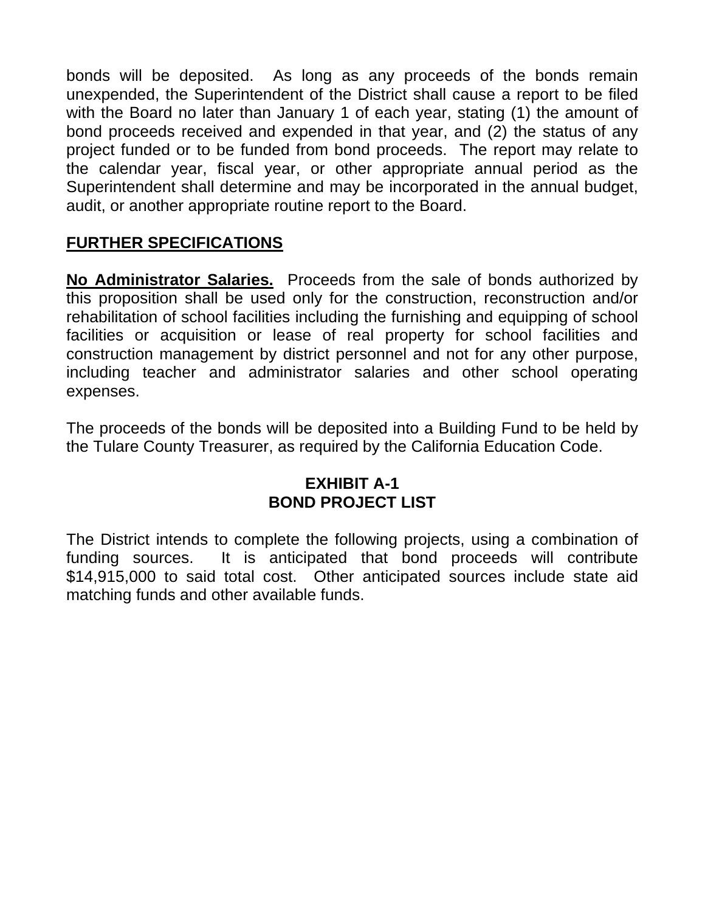bonds will be deposited. As long as any proceeds of the bonds remain unexpended, the Superintendent of the District shall cause a report to be filed with the Board no later than January 1 of each year, stating (1) the amount of bond proceeds received and expended in that year, and (2) the status of any project funded or to be funded from bond proceeds. The report may relate to the calendar year, fiscal year, or other appropriate annual period as the Superintendent shall determine and may be incorporated in the annual budget, audit, or another appropriate routine report to the Board.

## FURTHER SPECIFICATIONS

**No Administrator Salaries.** Proceeds from the sale of bonds authorized by this proposition shall be used only for the construction, reconstruction and/or rehabilitation of school facilities including the furnishing and equipping of school facilities or acquisition or lease of real property for school facilities and construction management by district personnel and not for any other purpose, including teacher and administrator salaries and other school operating expenses.

The proceeds of the bonds will be deposited into a Building Fund to be held by the Tulare County Treasurer, as required by the California Education Code.

## EXHIBIT A-1
## BOND PROJECT LIST

The District intends to complete the following projects, using a combination of funding sources. It is anticipated that bond proceeds will contribute $14,915,000 to said total cost. Other anticipated sources include state aid matching funds and other available funds.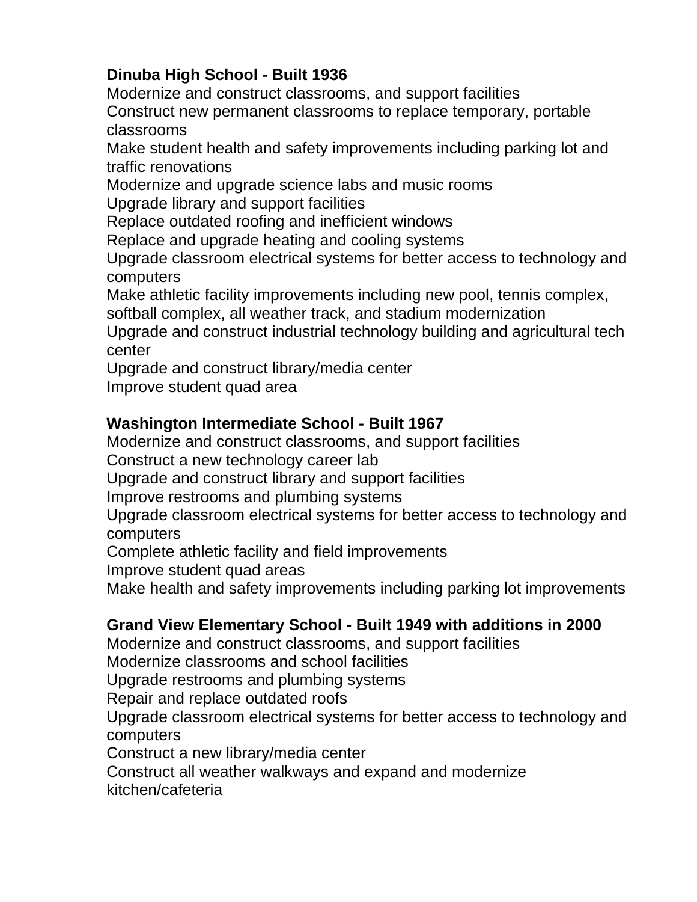**Dinuba High School - Built 1936**

Modernize and construct classrooms, and support facilities
Construct new permanent classrooms to replace temporary, portable classrooms
Make student health and safety improvements including parking lot and traffic renovations
Modernize and upgrade science labs and music rooms
Upgrade library and support facilities
Replace outdated roofing and inefficient windows
Replace and upgrade heating and cooling systems
Upgrade classroom electrical systems for better access to technology and computers
Make athletic facility improvements including new pool, tennis complex, softball complex, all weather track, and stadium modernization
Upgrade and construct industrial technology building and agricultural tech center
Upgrade and construct library/media center
Improve student quad area

**Washington Intermediate School - Built 1967**

Modernize and construct classrooms, and support facilities
Construct a new technology career lab
Upgrade and construct library and support facilities
Improve restrooms and plumbing systems
Upgrade classroom electrical systems for better access to technology and computers
Complete athletic facility and field improvements
Improve student quad areas
Make health and safety improvements including parking lot improvements

**Grand View Elementary School - Built 1949 with additions in 2000**

Modernize and construct classrooms, and support facilities
Modernize classrooms and school facilities
Upgrade restrooms and plumbing systems
Repair and replace outdated roofs
Upgrade classroom electrical systems for better access to technology and computers
Construct a new library/media center
Construct all weather walkways and expand and modernize kitchen/cafeteria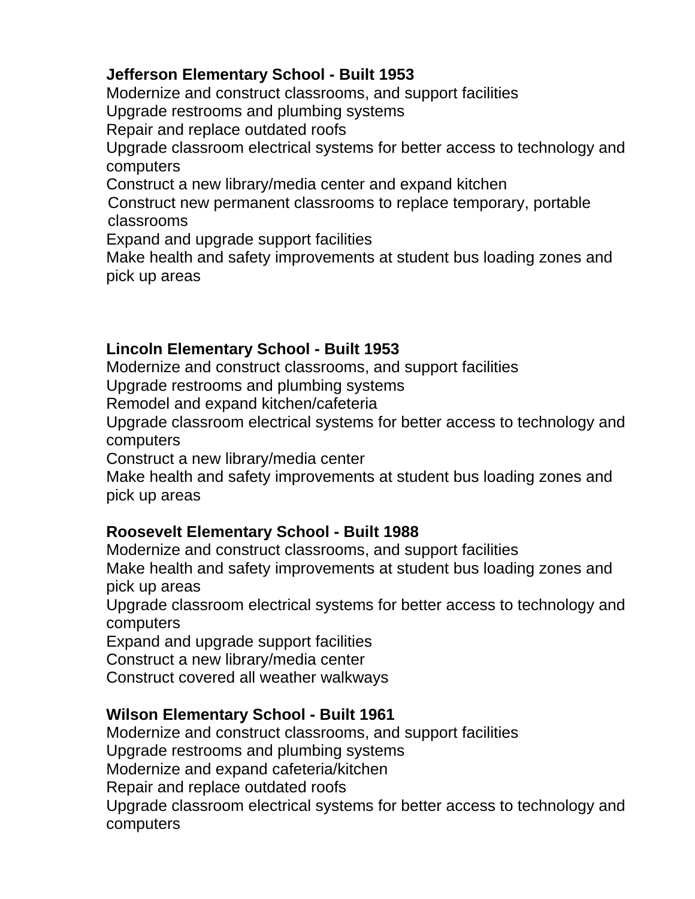**Jefferson Elementary School - Built 1953**

Modernize and construct classrooms, and support facilities
Upgrade restrooms and plumbing systems
Repair and replace outdated roofs
Upgrade classroom electrical systems for better access to technology and computers
Construct a new library/media center and expand kitchen
Construct new permanent classrooms to replace temporary, portable classrooms
Expand and upgrade support facilities
Make health and safety improvements at student bus loading zones and pick up areas

**Lincoln Elementary School - Built 1953**

Modernize and construct classrooms, and support facilities
Upgrade restrooms and plumbing systems
Remodel and expand kitchen/cafeteria
Upgrade classroom electrical systems for better access to technology and computers
Construct a new library/media center
Make health and safety improvements at student bus loading zones and pick up areas

**Roosevelt Elementary School - Built 1988**

Modernize and construct classrooms, and support facilities
Make health and safety improvements at student bus loading zones and pick up areas
Upgrade classroom electrical systems for better access to technology and computers
Expand and upgrade support facilities
Construct a new library/media center
Construct covered all weather walkways

**Wilson Elementary School - Built 1961**

Modernize and construct classrooms, and support facilities
Upgrade restrooms and plumbing systems
Modernize and expand cafeteria/kitchen
Repair and replace outdated roofs
Upgrade classroom electrical systems for better access to technology and computers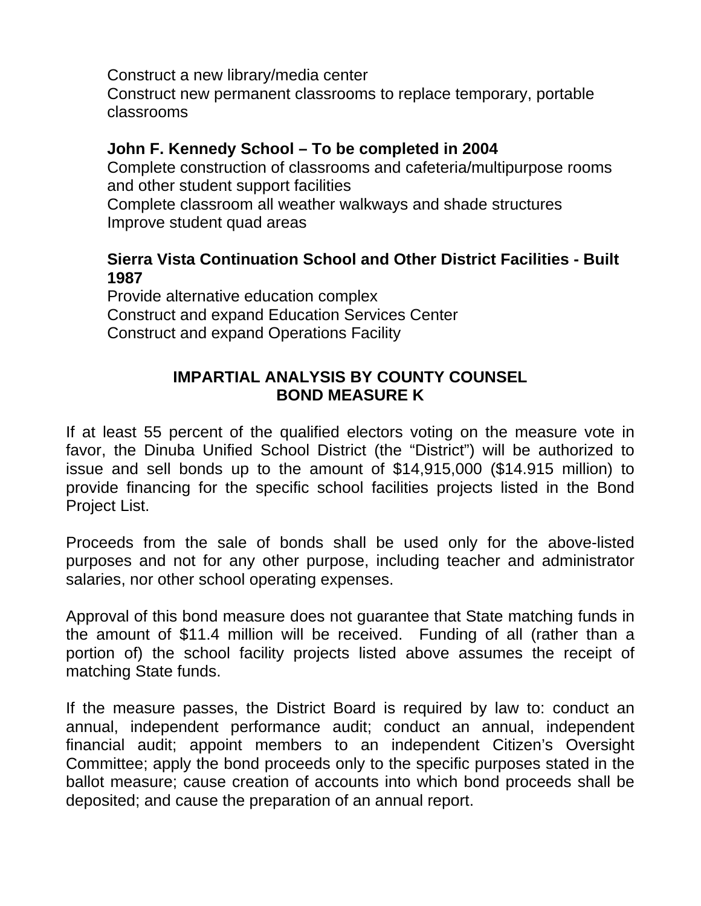Construct a new library/media center

Construct new permanent classrooms to replace temporary, portable classrooms

**John F. Kennedy School – To be completed in 2004**

Complete construction of classrooms and cafeteria/multipurpose rooms and other student support facilities

Complete classroom all weather walkways and shade structures

Improve student quad areas

**Sierra Vista Continuation School and Other District Facilities - Built 1987**

Provide alternative education complex

Construct and expand Education Services Center

Construct and expand Operations Facility

## IMPARTIAL ANALYSIS BY COUNTY COUNSEL
## BOND MEASURE K

If at least 55 percent of the qualified electors voting on the measure vote in favor, the Dinuba Unified School District (the "District") will be authorized to issue and sell bonds up to the amount of $14,915,000 ($14.915 million) to provide financing for the specific school facilities projects listed in the Bond Project List.

Proceeds from the sale of bonds shall be used only for the above-listed purposes and not for any other purpose, including teacher and administrator salaries, nor other school operating expenses.

Approval of this bond measure does not guarantee that State matching funds in the amount of $11.4 million will be received. Funding of all (rather than a portion of) the school facility projects listed above assumes the receipt of matching State funds.

If the measure passes, the District Board is required by law to: conduct an annual, independent performance audit; conduct an annual, independent financial audit; appoint members to an independent Citizen's Oversight Committee; apply the bond proceeds only to the specific purposes stated in the ballot measure; cause creation of accounts into which bond proceeds shall be deposited; and cause the preparation of an annual report.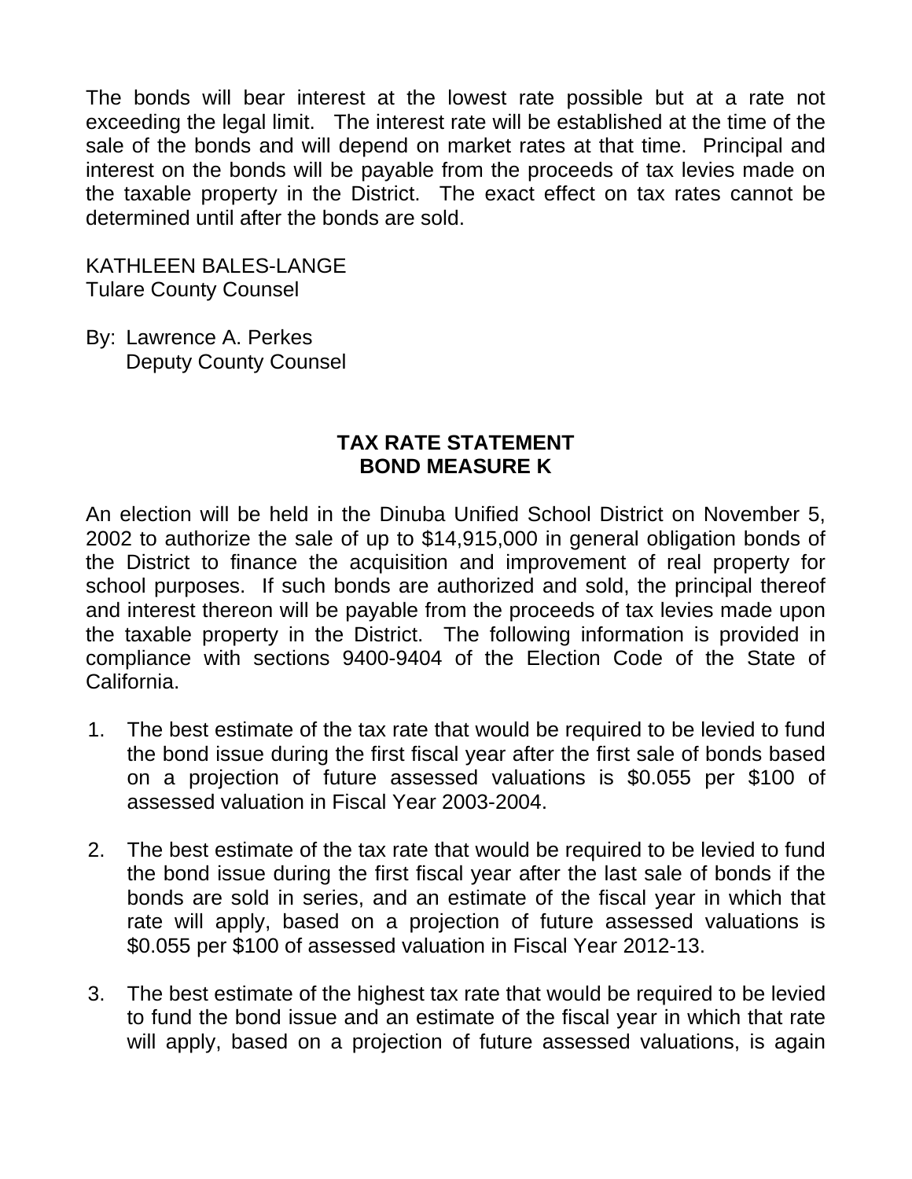The bonds will bear interest at the lowest rate possible but at a rate not exceeding the legal limit. The interest rate will be established at the time of the sale of the bonds and will depend on market rates at that time. Principal and interest on the bonds will be payable from the proceeds of tax levies made on the taxable property in the District. The exact effect on tax rates cannot be determined until after the bonds are sold.

KATHLEEN BALES-LANGE
Tulare County Counsel

By: Lawrence A. Perkes
Deputy County Counsel

## TAX RATE STATEMENT
## BOND MEASURE K

An election will be held in the Dinuba Unified School District on November 5, 2002 to authorize the sale of up to $14,915,000 in general obligation bonds of the District to finance the acquisition and improvement of real property for school purposes. If such bonds are authorized and sold, the principal thereof and interest thereon will be payable from the proceeds of tax levies made upon the taxable property in the District. The following information is provided in compliance with sections 9400-9404 of the Election Code of the State of California.

1. The best estimate of the tax rate that would be required to be levied to fund the bond issue during the first fiscal year after the first sale of bonds based on a projection of future assessed valuations is $0.055 per $100 of assessed valuation in Fiscal Year 2003-2004.

2. The best estimate of the tax rate that would be required to be levied to fund the bond issue during the first fiscal year after the last sale of bonds if the bonds are sold in series, and an estimate of the fiscal year in which that rate will apply, based on a projection of future assessed valuations is $0.055 per $100 of assessed valuation in Fiscal Year 2012-13.

3. The best estimate of the highest tax rate that would be required to be levied to fund the bond issue and an estimate of the fiscal year in which that rate will apply, based on a projection of future assessed valuations, is again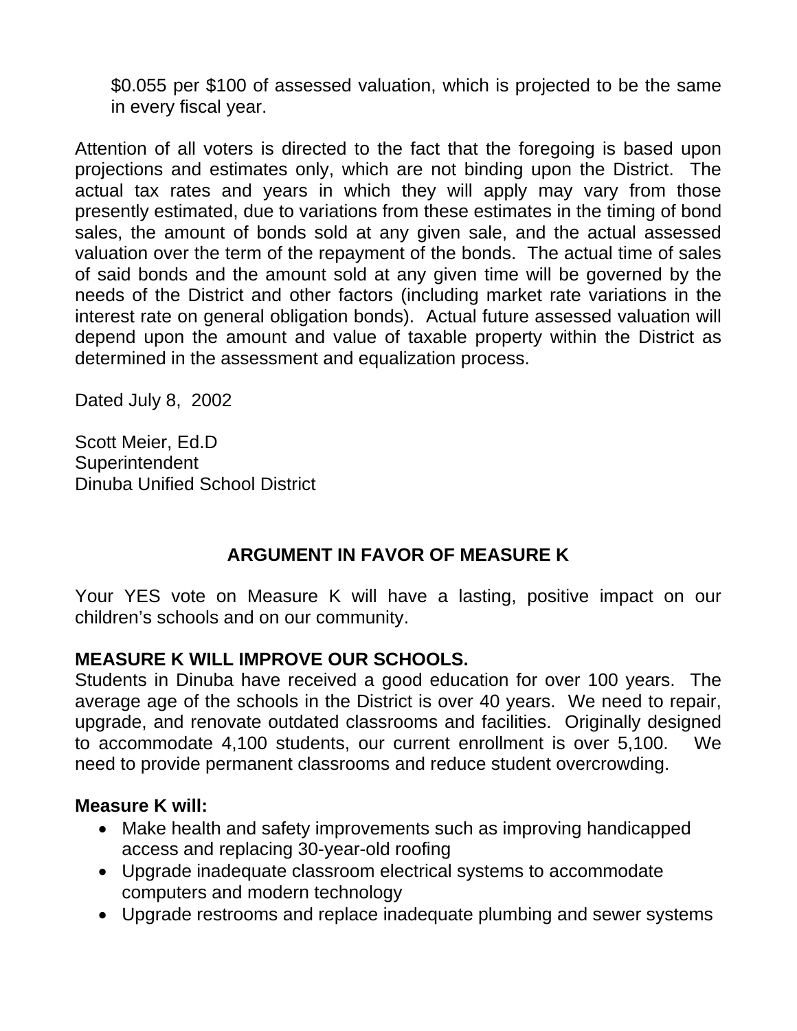$0.055 per $100 of assessed valuation, which is projected to be the same in every fiscal year.

Attention of all voters is directed to the fact that the foregoing is based upon projections and estimates only, which are not binding upon the District. The actual tax rates and years in which they will apply may vary from those presently estimated, due to variations from these estimates in the timing of bond sales, the amount of bonds sold at any given sale, and the actual assessed valuation over the term of the repayment of the bonds. The actual time of sales of said bonds and the amount sold at any given time will be governed by the needs of the District and other factors (including market rate variations in the interest rate on general obligation bonds). Actual future assessed valuation will depend upon the amount and value of taxable property within the District as determined in the assessment and equalization process.

Dated July 8, 2002

Scott Meier, Ed.D
Superintendent
Dinuba Unified School District

## ARGUMENT IN FAVOR OF MEASURE K

Your YES vote on Measure K will have a lasting, positive impact on our children's schools and on our community.

**MEASURE K WILL IMPROVE OUR SCHOOLS.**
Students in Dinuba have received a good education for over 100 years. The average age of the schools in the District is over 40 years. We need to repair, upgrade, and renovate outdated classrooms and facilities. Originally designed to accommodate 4,100 students, our current enrollment is over 5,100. We need to provide permanent classrooms and reduce student overcrowding.

**Measure K will:**

- Make health and safety improvements such as improving handicapped access and replacing 30-year-old roofing
- Upgrade inadequate classroom electrical systems to accommodate computers and modern technology
- Upgrade restrooms and replace inadequate plumbing and sewer systems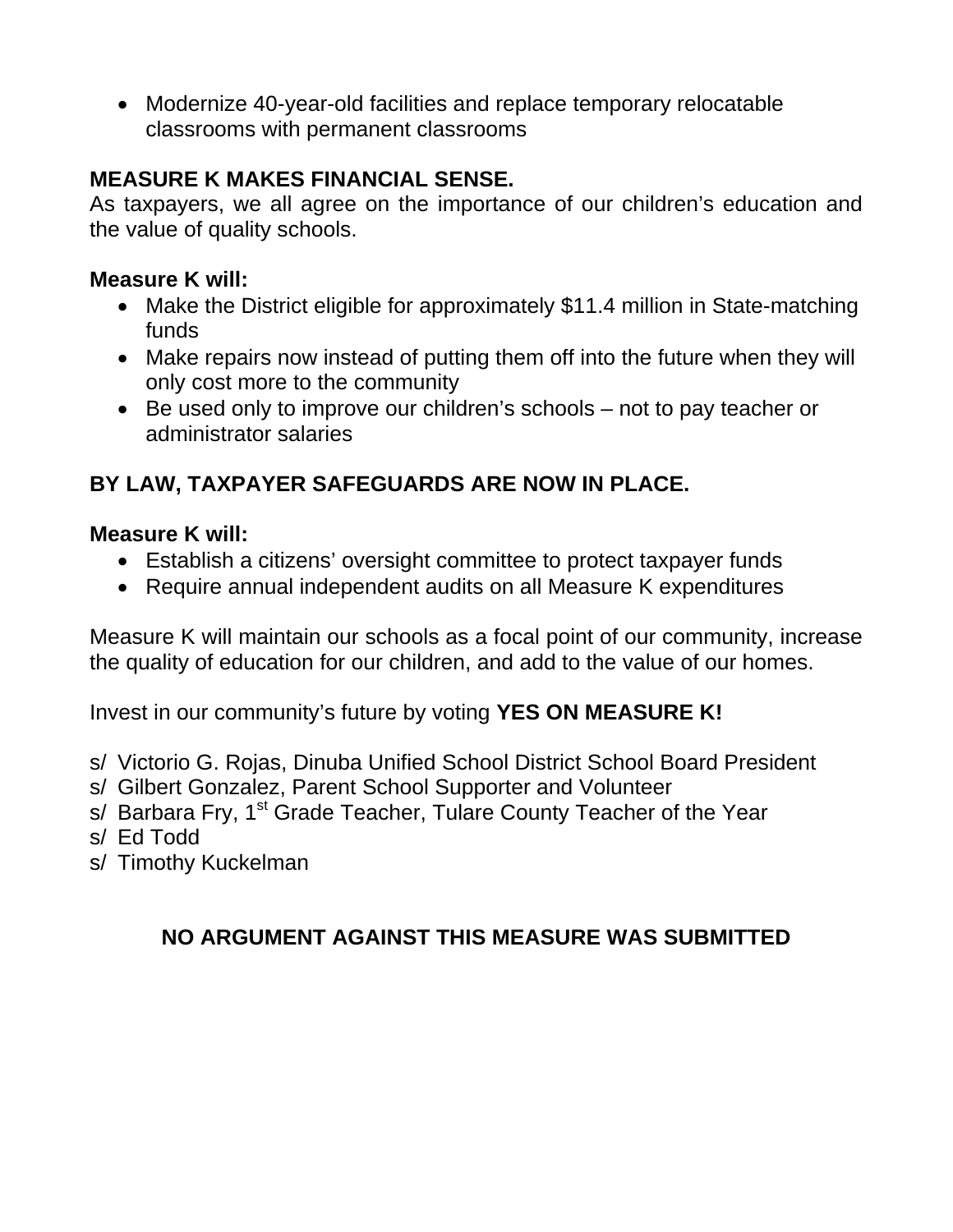- Modernize 40-year-old facilities and replace temporary relocatable classrooms with permanent classrooms

**MEASURE K MAKES FINANCIAL SENSE.**
As taxpayers, we all agree on the importance of our children's education and the value of quality schools.

**Measure K will:**

- Make the District eligible for approximately $11.4 million in State-matching funds
- Make repairs now instead of putting them off into the future when they will only cost more to the community
- Be used only to improve our children's schools – not to pay teacher or administrator salaries

**BY LAW, TAXPAYER SAFEGUARDS ARE NOW IN PLACE.**

**Measure K will:**

- Establish a citizens' oversight committee to protect taxpayer funds
- Require annual independent audits on all Measure K expenditures

Measure K will maintain our schools as a focal point of our community, increase the quality of education for our children, and add to the value of our homes.

Invest in our community's future by voting **YES ON MEASURE K!**

s/ Victorio G. Rojas, Dinuba Unified School District School Board President
s/ Gilbert Gonzalez, Parent School Supporter and Volunteer
s/ Barbara Fry, 1st Grade Teacher, Tulare County Teacher of the Year
s/ Ed Todd
s/ Timothy Kuckelman

**NO ARGUMENT AGAINST THIS MEASURE WAS SUBMITTED**